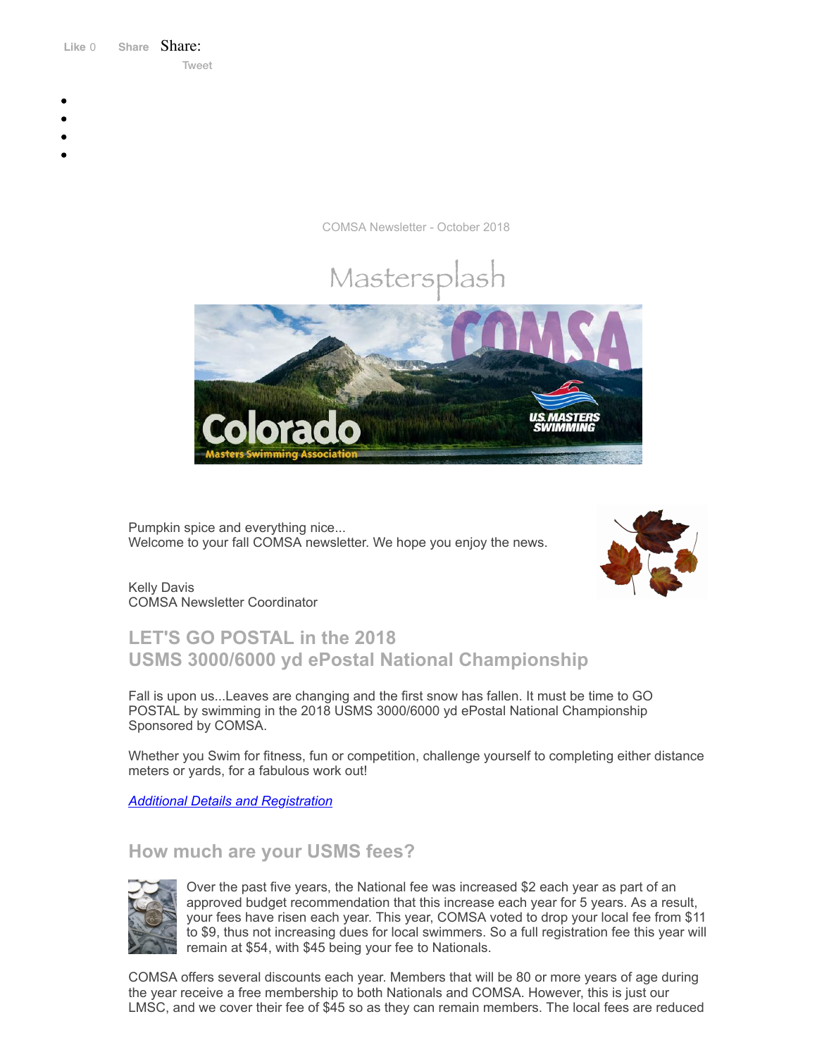Like 0 Share Share:

Tweet

COMSA Newsletter - October 2018

Mastersplash

Pumpkin spice and everything nice...
Welcome to your fall COMSA newsletter. We hope you enjoy the news.

Kelly Davis
COMSA Newsletter Coordinator

## LET'S GO POSTAL in the 2018 USMS 3000/6000 yd ePostal National Championship

Fall is upon us...Leaves are changing and the first snow has fallen. It must be time to GO POSTAL by swimming in the 2018 USMS 3000/6000 yd ePostal National Championship Sponsored by COMSA.

Whether you Swim for fitness, fun or competition, challenge yourself to completing either distance meters or yards, for a fabulous work out!

*Additional Details and Registration*

## How much are your USMS fees?

Over the past five years, the National fee was increased $2 each year as part of an approved budget recommendation that this increase each year for 5 years. As a result, your fees have risen each year. This year, COMSA voted to drop your local fee from $11 to $9, thus not increasing dues for local swimmers. So a full registration fee this year will remain at $54, with $45 being your fee to Nationals.

COMSA offers several discounts each year. Members that will be 80 or more years of age during the year receive a free membership to both Nationals and COMSA. However, this is just our LMSC, and we cover their fee of $45 so as they can remain members. The local fees are reduced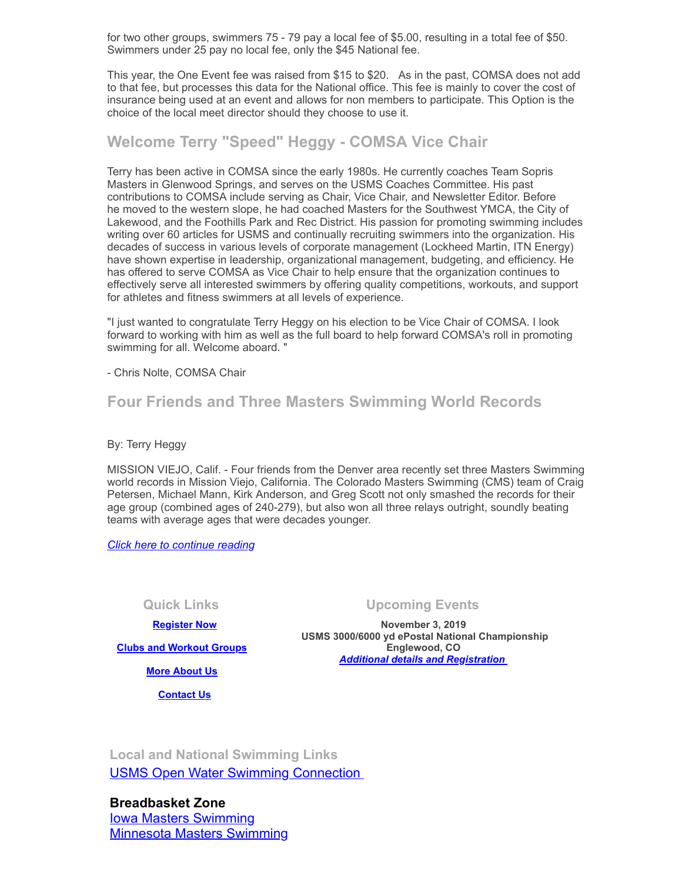for two other groups, swimmers 75 - 79 pay a local fee of $5.00, resulting in a total fee of $50. Swimmers under 25 pay no local fee, only the $45 National fee.

This year, the One Event fee was raised from $15 to $20. As in the past, COMSA does not add to that fee, but processes this data for the National office. This fee is mainly to cover the cost of insurance being used at an event and allows for non members to participate. This Option is the choice of the local meet director should they choose to use it.

## Welcome Terry "Speed" Heggy - COMSA Vice Chair

Terry has been active in COMSA since the early 1980s. He currently coaches Team Sopris Masters in Glenwood Springs, and serves on the USMS Coaches Committee. His past contributions to COMSA include serving as Chair, Vice Chair, and Newsletter Editor. Before he moved to the western slope, he had coached Masters for the Southwest YMCA, the City of Lakewood, and the Foothills Park and Rec District. His passion for promoting swimming includes writing over 60 articles for USMS and continually recruiting swimmers into the organization. His decades of success in various levels of corporate management (Lockheed Martin, ITN Energy) have shown expertise in leadership, organizational management, budgeting, and efficiency. He has offered to serve COMSA as Vice Chair to help ensure that the organization continues to effectively serve all interested swimmers by offering quality competitions, workouts, and support for athletes and fitness swimmers at all levels of experience.

"I just wanted to congratulate Terry Heggy on his election to be Vice Chair of COMSA. I look forward to working with him as well as the full board to help forward COMSA's roll in promoting swimming for all. Welcome aboard. "

- Chris Nolte, COMSA Chair

## Four Friends and Three Masters Swimming World Records

By: Terry Heggy

MISSION VIEJO, Calif. - Four friends from the Denver area recently set three Masters Swimming world records in Mission Viejo, California. The Colorado Masters Swimming (CMS) team of Craig Petersen, Michael Mann, Kirk Anderson, and Greg Scott not only smashed the records for their age group (combined ages of 240-279), but also won all three relays outright, soundly beating teams with average ages that were decades younger.

*Click here to continue reading*

### Quick Links

**Register Now**

**Clubs and Workout Groups**

**More About Us**

**Contact Us**

### Upcoming Events

**November 3, 2019**
**USMS 3000/6000 yd ePostal National Championship**
**Englewood, CO**
***Additional details and Registration***

### Local and National Swimming Links

USMS Open Water Swimming Connection

**Breadbasket Zone**
Iowa Masters Swimming
Minnesota Masters Swimming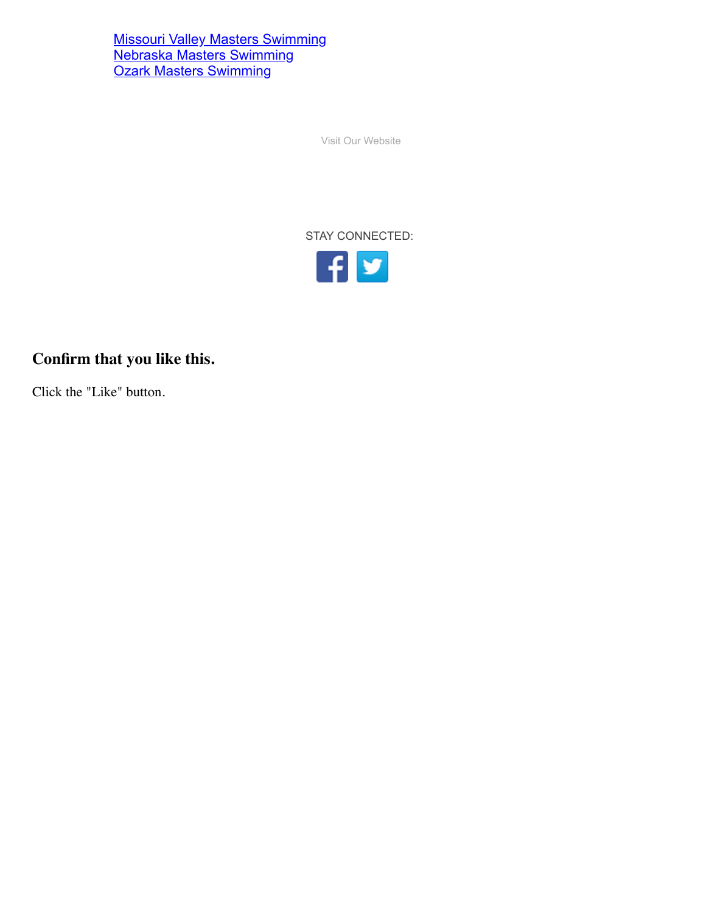[Missouri Valley Masters Swimming](#)
[Nebraska Masters Swimming](#)
[Ozark Masters Swimming](#)

Visit Our Website

STAY CONNECTED:

## Confirm that you like this.

Click the "Like" button.